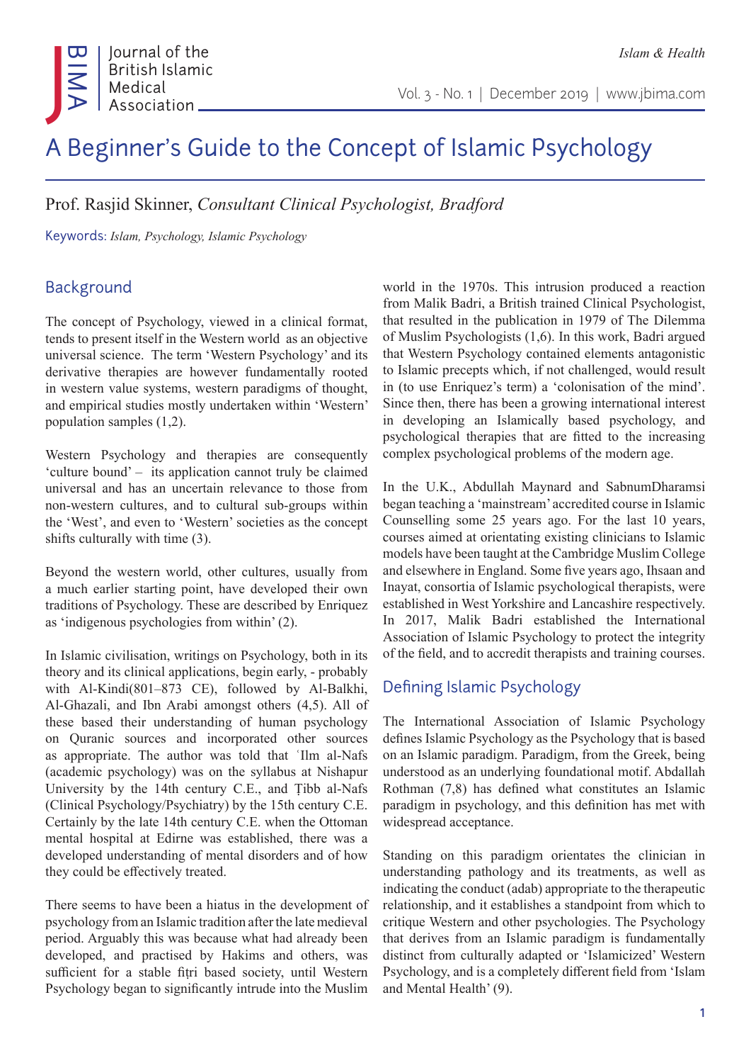# A Beginner's Guide to the Concept of Islamic Psychology

Prof. Rasjid Skinner, *Consultant Clinical Psychologist, Bradford*

Keywords: *Islam, Psychology, Islamic Psychology*

## Background

The concept of Psychology, viewed in a clinical format, tends to present itself in the Western world as an objective universal science. The term 'Western Psychology' and its derivative therapies are however fundamentally rooted in western value systems, western paradigms of thought, and empirical studies mostly undertaken within 'Western' population samples (1,2).

Western Psychology and therapies are consequently 'culture bound' – its application cannot truly be claimed universal and has an uncertain relevance to those from non-western cultures, and to cultural sub-groups within the 'West', and even to 'Western' societies as the concept shifts culturally with time (3).

Beyond the western world, other cultures, usually from a much earlier starting point, have developed their own traditions of Psychology. These are described by Enriquez as 'indigenous psychologies from within' (2).

In Islamic civilisation, writings on Psychology, both in its theory and its clinical applications, begin early, - probably with Al-Kindi(801–873 CE), followed by Al-Balkhi, Al-Ghazali, and Ibn Arabi amongst others (4,5). All of these based their understanding of human psychology on Quranic sources and incorporated other sources as appropriate. The author was told that ʿIlm al-Nafs (academic psychology) was on the syllabus at Nishapur University by the 14th century C.E., and Ṭibb al-Nafs (Clinical Psychology/Psychiatry) by the 15th century C.E. Certainly by the late 14th century C.E. when the Ottoman mental hospital at Edirne was established, there was a developed understanding of mental disorders and of how they could be effectively treated.

There seems to have been a hiatus in the development of psychology from an Islamic tradition after the late medieval period. Arguably this was because what had already been developed, and practised by Hakims and others, was sufficient for a stable fiṭri based society, until Western Psychology began to significantly intrude into the Muslim world in the 1970s. This intrusion produced a reaction from Malik Badri, a British trained Clinical Psychologist, that resulted in the publication in 1979 of The Dilemma of Muslim Psychologists (1,6). In this work, Badri argued that Western Psychology contained elements antagonistic to Islamic precepts which, if not challenged, would result in (to use Enriquez's term) a 'colonisation of the mind'. Since then, there has been a growing international interest in developing an Islamically based psychology, and psychological therapies that are fitted to the increasing complex psychological problems of the modern age.

In the U.K., Abdullah Maynard and SabnumDharamsi began teaching a 'mainstream' accredited course in Islamic Counselling some 25 years ago. For the last 10 years, courses aimed at orientating existing clinicians to Islamic models have been taught at the Cambridge Muslim College and elsewhere in England. Some five years ago, Ihsaan and Inayat, consortia of Islamic psychological therapists, were established in West Yorkshire and Lancashire respectively. In 2017, Malik Badri established the International Association of Islamic Psychology to protect the integrity of the field, and to accredit therapists and training courses.

## Defining Islamic Psychology

The International Association of Islamic Psychology defines Islamic Psychology as the Psychology that is based on an Islamic paradigm. Paradigm, from the Greek, being understood as an underlying foundational motif. Abdallah Rothman (7,8) has defined what constitutes an Islamic paradigm in psychology, and this definition has met with widespread acceptance.

Standing on this paradigm orientates the clinician in understanding pathology and its treatments, as well as indicating the conduct (adab) appropriate to the therapeutic relationship, and it establishes a standpoint from which to critique Western and other psychologies. The Psychology that derives from an Islamic paradigm is fundamentally distinct from culturally adapted or 'Islamicized' Western Psychology, and is a completely different field from 'Islam and Mental Health' (9).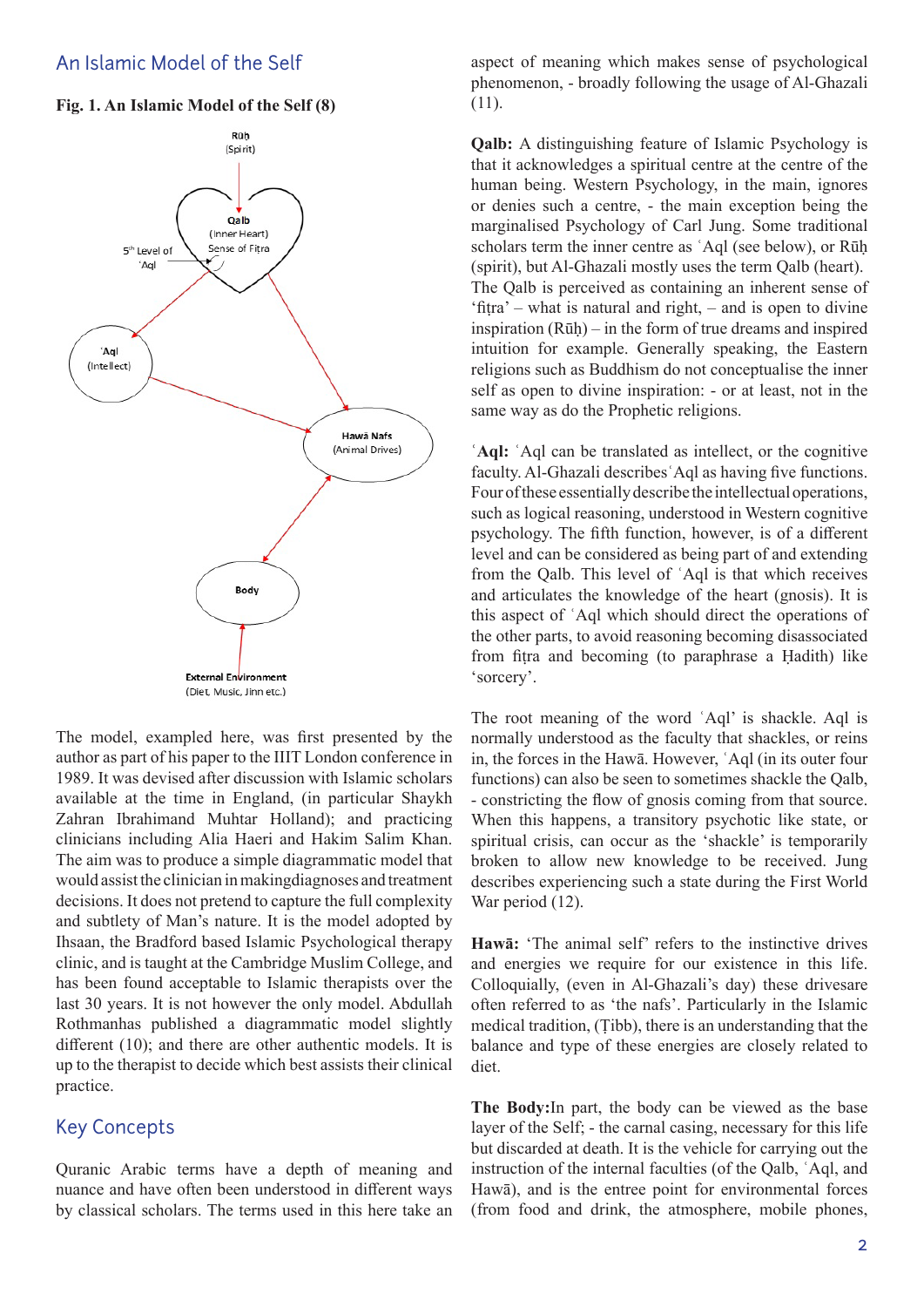## An Islamic Model of the Self

**Fig. 1. An Islamic Model of the Self (8)**

Rūḥ (Spirit)

Qalb (Inner Heart) Sense of Fiṭra

5th Level of ʿAql

ʿAql (Intellect)

Hawā Nafs (Animal Drives)

Body

External Environment (Diet, Music, Jinn etc.)

The model, exampled here, was first presented by the author as part of his paper to the IIIT London conference in 1989. It was devised after discussion with Islamic scholars available at the time in England, (in particular Shaykh Zahran Ibrahimand Muhtar Holland); and practicing clinicians including Alia Haeri and Hakim Salim Khan. The aim was to produce a simple diagrammatic model that would assist the clinician in makingdiagnoses and treatment decisions. It does not pretend to capture the full complexity and subtlety of Man's nature. It is the model adopted by Ihsaan, the Bradford based Islamic Psychological therapy clinic, and is taught at the Cambridge Muslim College, and has been found acceptable to Islamic therapists over the last 30 years. It is not however the only model. Abdullah Rothmanhas published a diagrammatic model slightly different (10); and there are other authentic models. It is up to the therapist to decide which best assists their clinical practice.

## Key Concepts

Quranic Arabic terms have a depth of meaning and nuance and have often been understood in different ways by classical scholars. The terms used in this here take an aspect of meaning which makes sense of psychological phenomenon, - broadly following the usage of Al-Ghazali (11).

**Qalb:** A distinguishing feature of Islamic Psychology is that it acknowledges a spiritual centre at the centre of the human being. Western Psychology, in the main, ignores or denies such a centre, - the main exception being the marginalised Psychology of Carl Jung. Some traditional scholars term the inner centre as ʿAql (see below), or Rūḥ (spirit), but Al-Ghazali mostly uses the term Qalb (heart). The Qalb is perceived as containing an inherent sense of 'fiṭra' – what is natural and right, – and is open to divine inspiration (Rūḥ) – in the form of true dreams and inspired intuition for example. Generally speaking, the Eastern religions such as Buddhism do not conceptualise the inner self as open to divine inspiration: - or at least, not in the same way as do the Prophetic religions.

**ʿAql:** ʿAql can be translated as intellect, or the cognitive faculty. Al-Ghazali describes ʿAql as having five functions. Four of these essentially describe the intellectual operations, such as logical reasoning, understood in Western cognitive psychology. The fifth function, however, is of a different level and can be considered as being part of and extending from the Qalb. This level of ʿAql is that which receives and articulates the knowledge of the heart (gnosis). It is this aspect of ʿAql which should direct the operations of the other parts, to avoid reasoning becoming disassociated from fiṭra and becoming (to paraphrase a Ḥadith) like 'sorcery'.

The root meaning of the word ʿAql' is shackle. Aql is normally understood as the faculty that shackles, or reins in, the forces in the Hawā. However, ʿAql (in its outer four functions) can also be seen to sometimes shackle the Qalb, - constricting the flow of gnosis coming from that source. When this happens, a transitory psychotic like state, or spiritual crisis, can occur as the 'shackle' is temporarily broken to allow new knowledge to be received. Jung describes experiencing such a state during the First World War period (12).

**Hawā:** 'The animal self' refers to the instinctive drives and energies we require for our existence in this life. Colloquially, (even in Al-Ghazali's day) these drivesare often referred to as 'the nafs'. Particularly in the Islamic medical tradition, (Ṭibb), there is an understanding that the balance and type of these energies are closely related to diet.

**The Body:**In part, the body can be viewed as the base layer of the Self; - the carnal casing, necessary for this life but discarded at death. It is the vehicle for carrying out the instruction of the internal faculties (of the Qalb, ʿAql, and Hawā), and is the entree point for environmental forces (from food and drink, the atmosphere, mobile phones,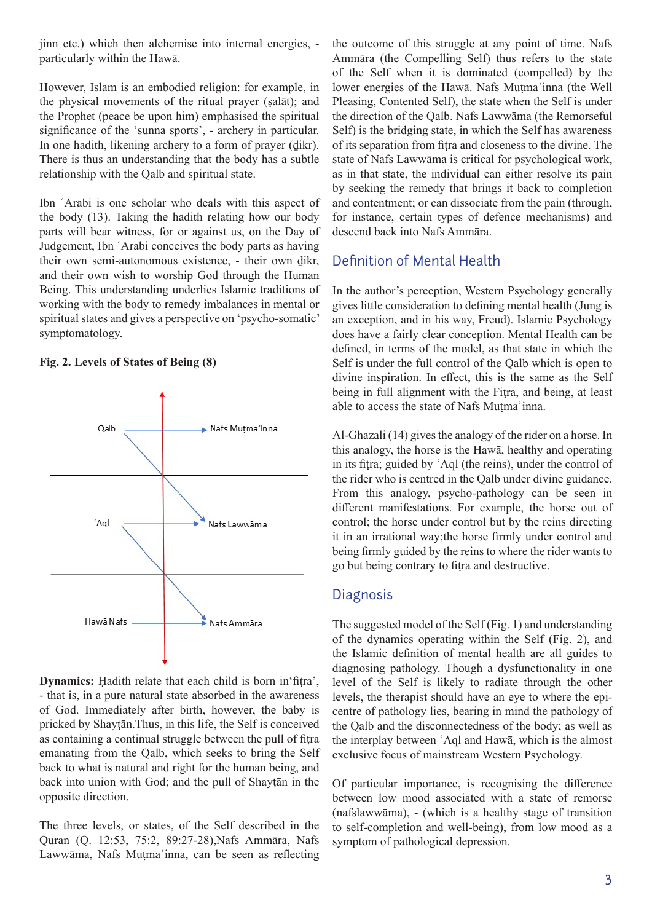jinn etc.) which then alchemise into internal energies, - particularly within the Hawā.

However, Islam is an embodied religion: for example, in the physical movements of the ritual prayer (ṣalāt); and the Prophet (peace be upon him) emphasised the spiritual significance of the 'sunna sports', - archery in particular. In one hadith, likening archery to a form of prayer (ḏikr). There is thus an understanding that the body has a subtle relationship with the Qalb and spiritual state.

Ibn ʿArabi is one scholar who deals with this aspect of the body (13). Taking the hadith relating how our body parts will bear witness, for or against us, on the Day of Judgement, Ibn ʿArabi conceives the body parts as having their own semi-autonomous existence, - their own ḏikr, and their own wish to worship God through the Human Being. This understanding underlies Islamic traditions of working with the body to remedy imbalances in mental or spiritual states and gives a perspective on 'psycho-somatic' symptomatology.

**Fig. 2. Levels of States of Being (8)**

Qalb → Nafs Muṭma'inna

ʿAql → Nafs Lawwāma

Hawā Nafs → Nafs Ammāra

**Dynamics:** Ḥadith relate that each child is born in'fiṭra', - that is, in a pure natural state absorbed in the awareness of God. Immediately after birth, however, the baby is pricked by Shayṭān.Thus, in this life, the Self is conceived as containing a continual struggle between the pull of fiṭra emanating from the Qalb, which seeks to bring the Self back to what is natural and right for the human being, and back into union with God; and the pull of Shayṭān in the opposite direction.

The three levels, or states, of the Self described in the Quran (Q. 12:53, 75:2, 89:27-28),Nafs Ammāra, Nafs Lawwāma, Nafs Muṭmaʾinna, can be seen as reflecting the outcome of this struggle at any point of time. Nafs Ammāra (the Compelling Self) thus refers to the state of the Self when it is dominated (compelled) by the lower energies of the Hawā. Nafs Muṭmaʾinna (the Well Pleasing, Contented Self), the state when the Self is under the direction of the Qalb. Nafs Lawwāma (the Remorseful Self) is the bridging state, in which the Self has awareness of its separation from fiṭra and closeness to the divine. The state of Nafs Lawwāma is critical for psychological work, as in that state, the individual can either resolve its pain by seeking the remedy that brings it back to completion and contentment; or can dissociate from the pain (through, for instance, certain types of defence mechanisms) and descend back into Nafs Ammāra.

## Definition of Mental Health

In the author's perception, Western Psychology generally gives little consideration to defining mental health (Jung is an exception, and in his way, Freud). Islamic Psychology does have a fairly clear conception. Mental Health can be defined, in terms of the model, as that state in which the Self is under the full control of the Qalb which is open to divine inspiration. In effect, this is the same as the Self being in full alignment with the Fiṭra, and being, at least able to access the state of Nafs Muṭmaʾinna.

Al-Ghazali (14) gives the analogy of the rider on a horse. In this analogy, the horse is the Hawā, healthy and operating in its fiṭra; guided by ʿAql (the reins), under the control of the rider who is centred in the Qalb under divine guidance. From this analogy, psycho-pathology can be seen in different manifestations. For example, the horse out of control; the horse under control but by the reins directing it in an irrational way;the horse firmly under control and being firmly guided by the reins to where the rider wants to go but being contrary to fiṭra and destructive.

## Diagnosis

The suggested model of the Self (Fig. 1) and understanding of the dynamics operating within the Self (Fig. 2), and the Islamic definition of mental health are all guides to diagnosing pathology. Though a dysfunctionality in one level of the Self is likely to radiate through the other levels, the therapist should have an eye to where the epi-centre of pathology lies, bearing in mind the pathology of the Qalb and the disconnectedness of the body; as well as the interplay between ʿAql and Hawā, which is the almost exclusive focus of mainstream Western Psychology.

Of particular importance, is recognising the difference between low mood associated with a state of remorse (nafslawwāma), - (which is a healthy stage of transition to self-completion and well-being), from low mood as a symptom of pathological depression.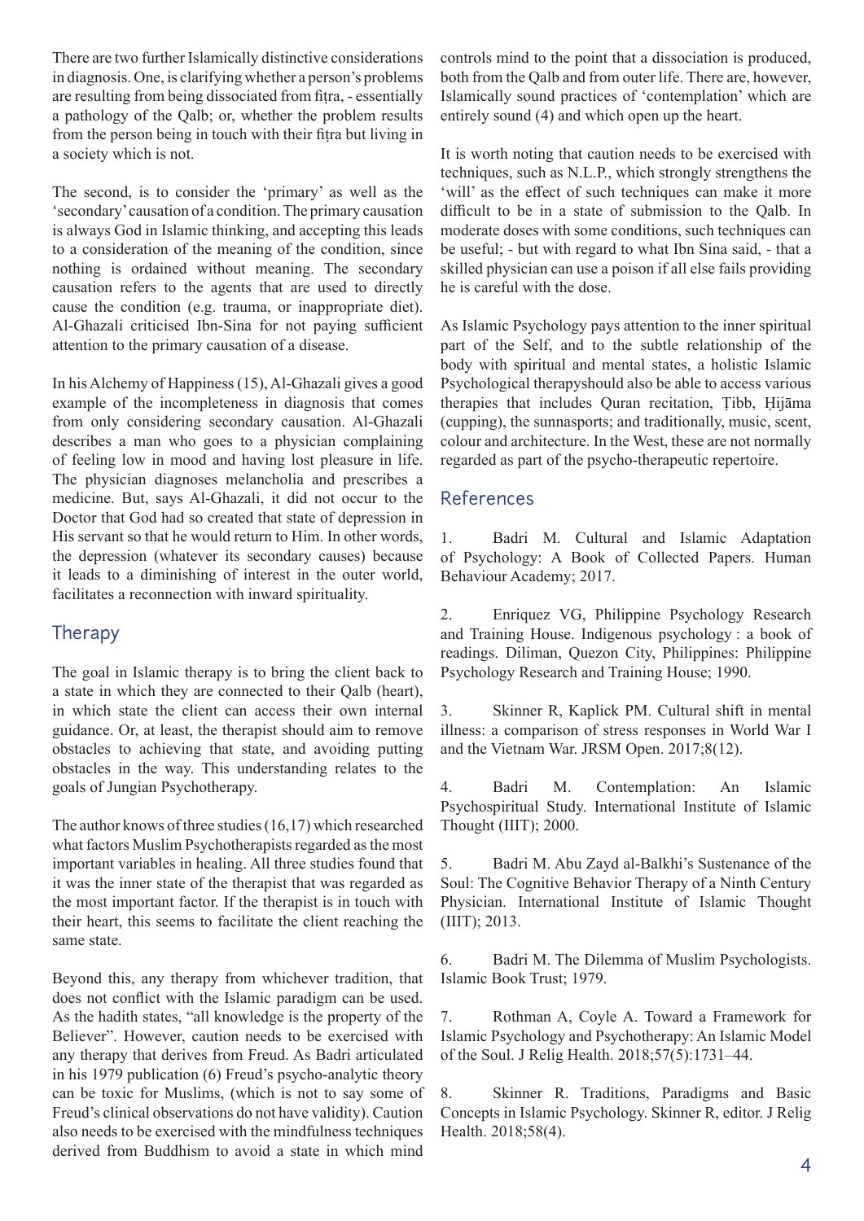There are two further Islamically distinctive considerations in diagnosis. One, is clarifying whether a person's problems are resulting from being dissociated from fiṭra, - essentially a pathology of the Qalb; or, whether the problem results from the person being in touch with their fiṭra but living in a society which is not.

The second, is to consider the 'primary' as well as the 'secondary' causation of a condition. The primary causation is always God in Islamic thinking, and accepting this leads to a consideration of the meaning of the condition, since nothing is ordained without meaning. The secondary causation refers to the agents that are used to directly cause the condition (e.g. trauma, or inappropriate diet). Al-Ghazali criticised Ibn-Sina for not paying sufficient attention to the primary causation of a disease.

In his Alchemy of Happiness (15), Al-Ghazali gives a good example of the incompleteness in diagnosis that comes from only considering secondary causation. Al-Ghazali describes a man who goes to a physician complaining of feeling low in mood and having lost pleasure in life. The physician diagnoses melancholia and prescribes a medicine. But, says Al-Ghazali, it did not occur to the Doctor that God had so created that state of depression in His servant so that he would return to Him. In other words, the depression (whatever its secondary causes) because it leads to a diminishing of interest in the outer world, facilitates a reconnection with inward spirituality.

## Therapy

The goal in Islamic therapy is to bring the client back to a state in which they are connected to their Qalb (heart), in which state the client can access their own internal guidance. Or, at least, the therapist should aim to remove obstacles to achieving that state, and avoiding putting obstacles in the way. This understanding relates to the goals of Jungian Psychotherapy.

The author knows of three studies (16,17) which researched what factors Muslim Psychotherapists regarded as the most important variables in healing. All three studies found that it was the inner state of the therapist that was regarded as the most important factor. If the therapist is in touch with their heart, this seems to facilitate the client reaching the same state.

Beyond this, any therapy from whichever tradition, that does not conflict with the Islamic paradigm can be used. As the hadith states, "all knowledge is the property of the Believer". However, caution needs to be exercised with any therapy that derives from Freud. As Badri articulated in his 1979 publication (6) Freud's psycho-analytic theory can be toxic for Muslims, (which is not to say some of Freud's clinical observations do not have validity). Caution also needs to be exercised with the mindfulness techniques derived from Buddhism to avoid a state in which mind controls mind to the point that a dissociation is produced, both from the Qalb and from outer life. There are, however, Islamically sound practices of 'contemplation' which are entirely sound (4) and which open up the heart.

It is worth noting that caution needs to be exercised with techniques, such as N.L.P., which strongly strengthens the 'will' as the effect of such techniques can make it more difficult to be in a state of submission to the Qalb. In moderate doses with some conditions, such techniques can be useful; - but with regard to what Ibn Sina said, - that a skilled physician can use a poison if all else fails providing he is careful with the dose.

As Islamic Psychology pays attention to the inner spiritual part of the Self, and to the subtle relationship of the body with spiritual and mental states, a holistic Islamic Psychological therapyshould also be able to access various therapies that includes Quran recitation, Ṭibb, Ḥijāma (cupping), the sunnasports; and traditionally, music, scent, colour and architecture. In the West, these are not normally regarded as part of the psycho-therapeutic repertoire.

## References

1. Badri M. Cultural and Islamic Adaptation of Psychology: A Book of Collected Papers. Human Behaviour Academy; 2017.

2. Enriquez VG, Philippine Psychology Research and Training House. Indigenous psychology : a book of readings. Diliman, Quezon City, Philippines: Philippine Psychology Research and Training House; 1990.

3. Skinner R, Kaplick PM. Cultural shift in mental illness: a comparison of stress responses in World War I and the Vietnam War. JRSM Open. 2017;8(12).

4. Badri M. Contemplation: An Islamic Psychospiritual Study. International Institute of Islamic Thought (IIIT); 2000.

5. Badri M. Abu Zayd al-Balkhi's Sustenance of the Soul: The Cognitive Behavior Therapy of a Ninth Century Physician. International Institute of Islamic Thought (IIIT); 2013.

6. Badri M. The Dilemma of Muslim Psychologists. Islamic Book Trust; 1979.

7. Rothman A, Coyle A. Toward a Framework for Islamic Psychology and Psychotherapy: An Islamic Model of the Soul. J Relig Health. 2018;57(5):1731–44.

8. Skinner R. Traditions, Paradigms and Basic Concepts in Islamic Psychology. Skinner R, editor. J Relig Health. 2018;58(4).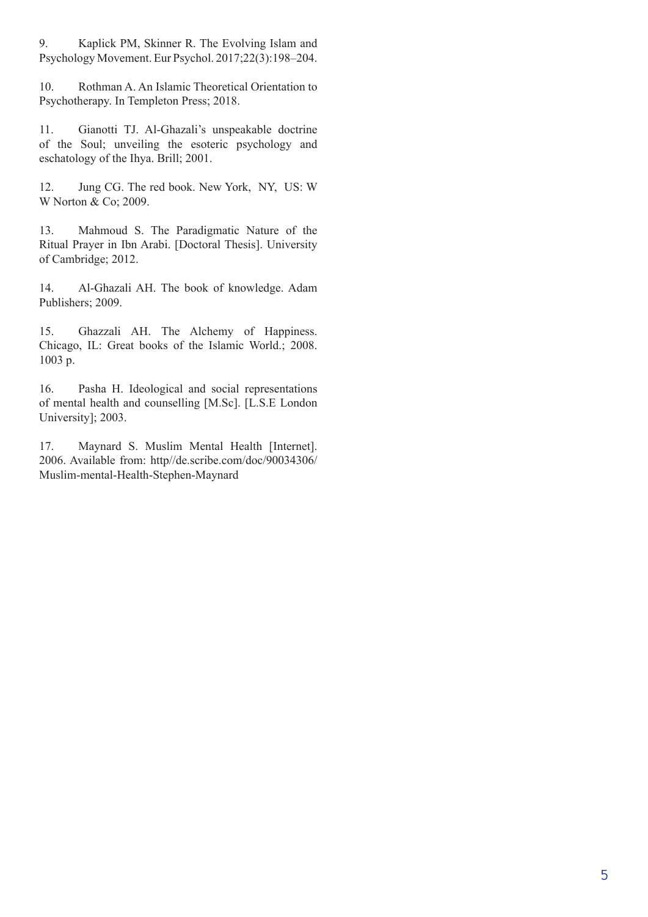9. Kaplick PM, Skinner R. The Evolving Islam and Psychology Movement. Eur Psychol. 2017;22(3):198–204.

10. Rothman A. An Islamic Theoretical Orientation to Psychotherapy. In Templeton Press; 2018.

11. Gianotti TJ. Al-Ghazali's unspeakable doctrine of the Soul; unveiling the esoteric psychology and eschatology of the Ihya. Brill; 2001.

12. Jung CG. The red book. New York, NY, US: W W Norton & Co; 2009.

13. Mahmoud S. The Paradigmatic Nature of the Ritual Prayer in Ibn Arabi. [Doctoral Thesis]. University of Cambridge; 2012.

14. Al-Ghazali AH. The book of knowledge. Adam Publishers; 2009.

15. Ghazzali AH. The Alchemy of Happiness. Chicago, IL: Great books of the Islamic World.; 2008. 1003 p.

16. Pasha H. Ideological and social representations of mental health and counselling [M.Sc]. [L.S.E London University]; 2003.

17. Maynard S. Muslim Mental Health [Internet]. 2006. Available from: http//de.scribe.com/doc/90034306/Muslim-mental-Health-Stephen-Maynard